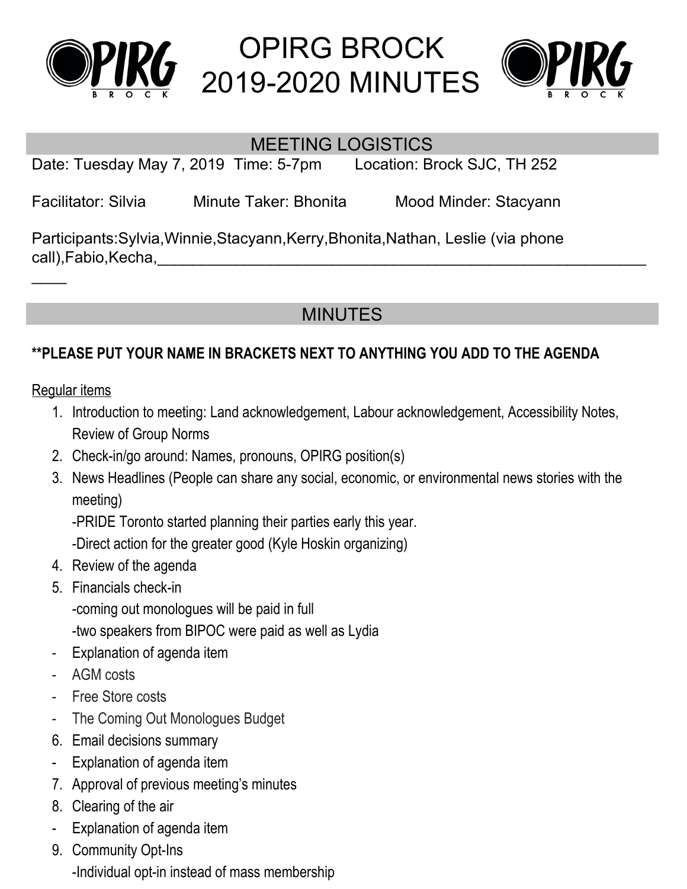# OPIRG BROCK 2019-2020 MINUTES

## MEETING LOGISTICS

Date: Tuesday May 7, 2019  Time: 5-7pm  Location: Brock SJC, TH 252

Facilitator: Silvia  Minute Taker: Bhonita  Mood Minder: Stacyann

Participants:Sylvia,Winnie,Stacyann,Kerry,Bhonita,Nathan, Leslie (via phone call),Fabio,Kecha,_____________________________________________________________

## MINUTES

**\*\*PLEASE PUT YOUR NAME IN BRACKETS NEXT TO ANYTHING YOU ADD TO THE AGENDA**

Regular items

1. Introduction to meeting: Land acknowledgement, Labour acknowledgement, Accessibility Notes, Review of Group Norms
2. Check-in/go around: Names, pronouns, OPIRG position(s)
3. News Headlines (People can share any social, economic, or environmental news stories with the meeting)
   -PRIDE Toronto started planning their parties early this year.
   -Direct action for the greater good (Kyle Hoskin organizing)
4. Review of the agenda
5. Financials check-in
   -coming out monologues will be paid in full
   -two speakers from BIPOC were paid as well as Lydia

- Explanation of agenda item
- AGM costs
- Free Store costs
- The Coming Out Monologues Budget

6. Email decisions summary

- Explanation of agenda item

7. Approval of previous meeting's minutes
8. Clearing of the air

- Explanation of agenda item

9. Community Opt-Ins
   -Individual opt-in instead of mass membership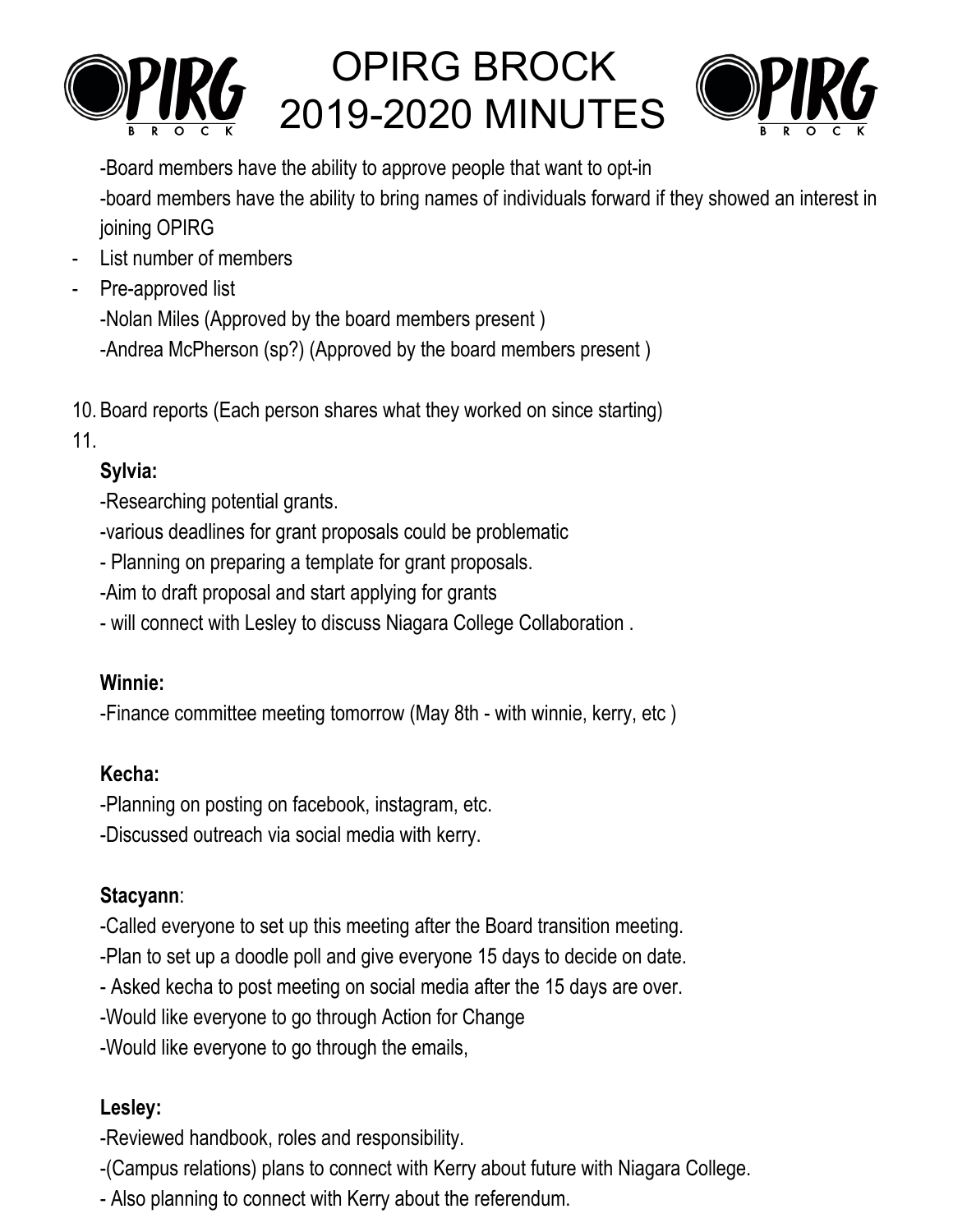-Board members have the ability to approve people that want to opt-in

-board members have the ability to bring names of individuals forward if they showed an interest in joining OPIRG

- List number of members
- Pre-approved list

  -Nolan Miles (Approved by the board members present )

  -Andrea McPherson (sp?) (Approved by the board members present )

10. Board reports (Each person shares what they worked on since starting)
11.

**Sylvia:**

-Researching potential grants.

-various deadlines for grant proposals could be problematic

- Planning on preparing a template for grant proposals.

-Aim to draft proposal and start applying for grants

- will connect with Lesley to discuss Niagara College Collaboration .

**Winnie:**

-Finance committee meeting tomorrow (May 8th - with winnie, kerry, etc )

**Kecha:**

-Planning on posting on facebook, instagram, etc.

-Discussed outreach via social media with kerry.

**Stacyann**:

-Called everyone to set up this meeting after the Board transition meeting.

-Plan to set up a doodle poll and give everyone 15 days to decide on date.

- Asked kecha to post meeting on social media after the 15 days are over.

-Would like everyone to go through Action for Change

-Would like everyone to go through the emails,

**Lesley:**

-Reviewed handbook, roles and responsibility.

-(Campus relations) plans to connect with Kerry about future with Niagara College.

- Also planning to connect with Kerry about the referendum.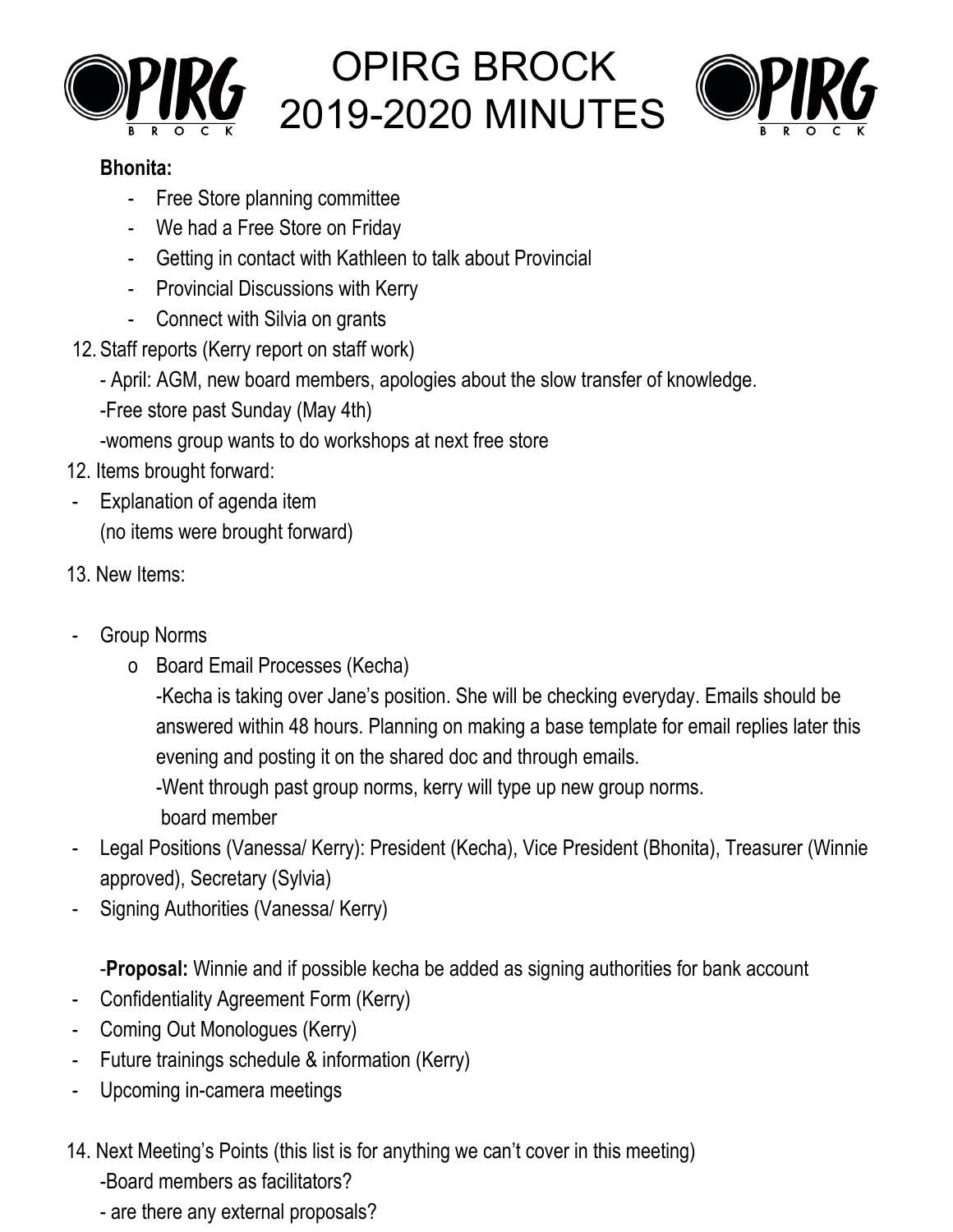**Bhonita:**

- Free Store planning committee
- We had a Free Store on Friday
- Getting in contact with Kathleen to talk about Provincial
- Provincial Discussions with Kerry
- Connect with Silvia on grants

12. Staff reports (Kerry report on staff work)

    - April: AGM, new board members, apologies about the slow transfer of knowledge.

    -Free store past Sunday (May 4th)

    -womens group wants to do workshops at next free store

12. Items brought forward:

- Explanation of agenda item

  (no items were brought forward)

13. New Items:

- Group Norms
  - Board Email Processes (Kecha)

    -Kecha is taking over Jane's position. She will be checking everyday. Emails should be answered within 48 hours. Planning on making a base template for email replies later this evening and posting it on the shared doc and through emails.

    -Went through past group norms, kerry will type up new group norms.

    board member
- Legal Positions (Vanessa/ Kerry): President (Kecha), Vice President (Bhonita), Treasurer (Winnie approved), Secretary (Sylvia)
- Signing Authorities (Vanessa/ Kerry)

  -**Proposal:** Winnie and if possible kecha be added as signing authorities for bank account
- Confidentiality Agreement Form (Kerry)
- Coming Out Monologues (Kerry)
- Future trainings schedule & information (Kerry)
- Upcoming in-camera meetings

14. Next Meeting's Points (this list is for anything we can't cover in this meeting)

    -Board members as facilitators?

    - are there any external proposals?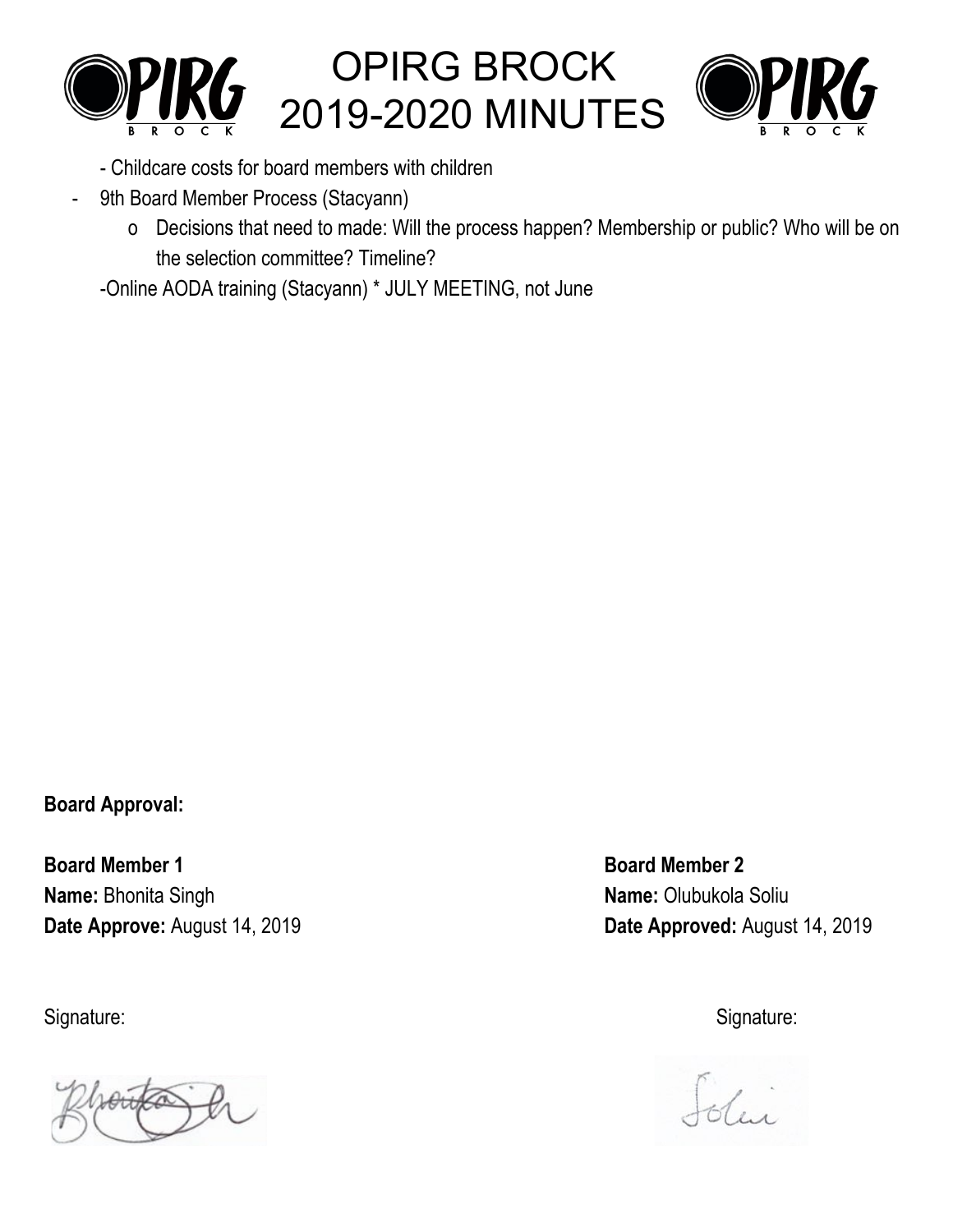- Childcare costs for board members with children
- 9th Board Member Process (Stacyann)
  - o Decisions that need to made: Will the process happen? Membership or public? Who will be on the selection committee? Timeline?

-Online AODA training (Stacyann) * JULY MEETING, not June

**Board Approval:**

**Board Member 1**
**Name:** Bhonita Singh
**Date Approve:** August 14, 2019

Signature:

**Board Member 2**
**Name:** Olubukola Soliu
**Date Approved:** August 14, 2019

Signature: